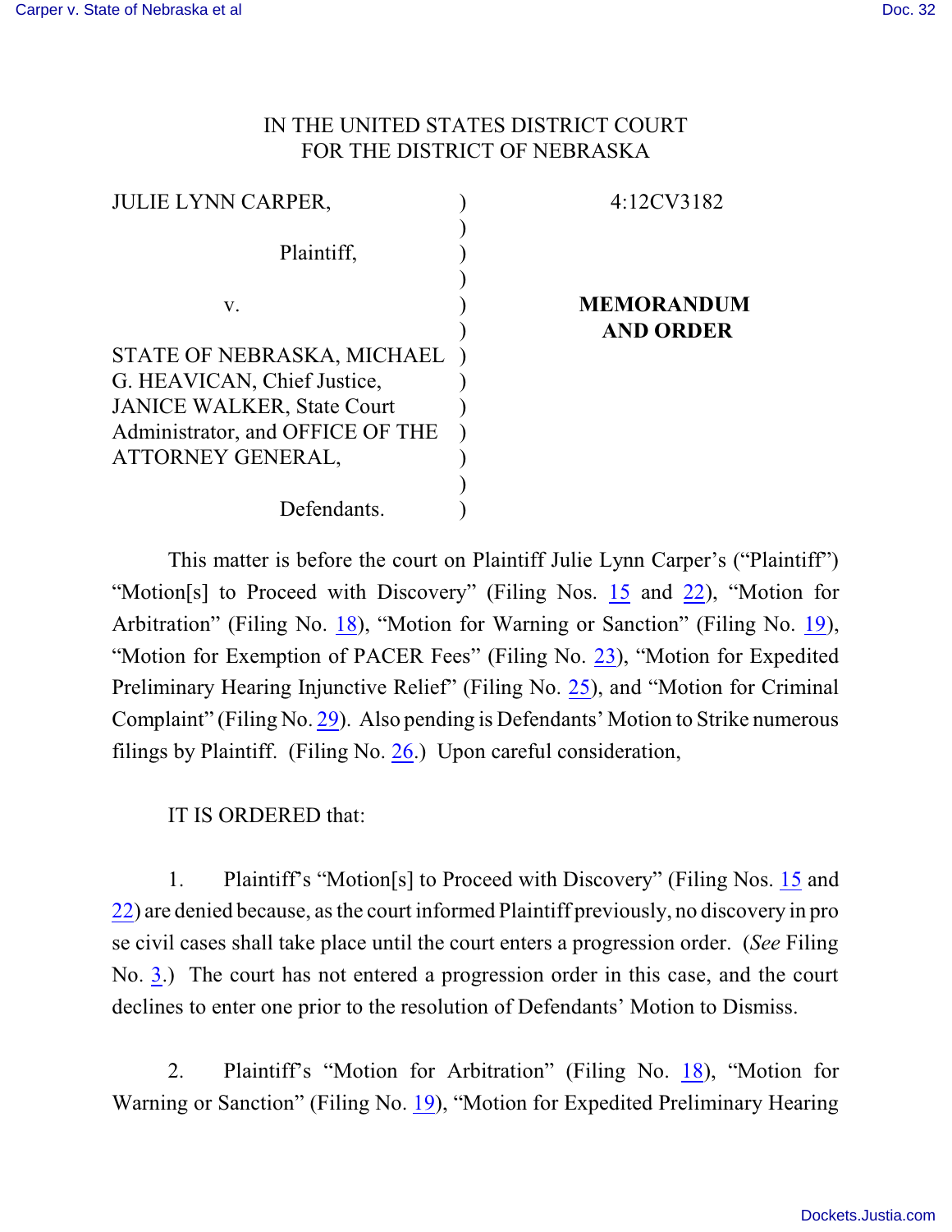IN THE UNITED STATES DISTRICT COURT
FOR THE DISTRICT OF NEBRASKA

| | | |
|---|---|---|
| JULIE LYNN CARPER, Plaintiff, v. STATE OF NEBRASKA, MICHAEL G. HEAVICAN, Chief Justice, JANICE WALKER, State Court Administrator, and OFFICE OF THE ATTORNEY GENERAL, Defendants. | ) | 4:12CV3182 **MEMORANDUM AND ORDER** |

This matter is before the court on Plaintiff Julie Lynn Carper's ("Plaintiff") "Motion[s] to Proceed with Discovery" (Filing Nos. 15 and 22), "Motion for Arbitration" (Filing No. 18), "Motion for Warning or Sanction" (Filing No. 19), "Motion for Exemption of PACER Fees" (Filing No. 23), "Motion for Expedited Preliminary Hearing Injunctive Relief" (Filing No. 25), and "Motion for Criminal Complaint" (Filing No. 29). Also pending is Defendants' Motion to Strike numerous filings by Plaintiff. (Filing No. 26.) Upon careful consideration,

IT IS ORDERED that:

1. Plaintiff's "Motion[s] to Proceed with Discovery" (Filing Nos. 15 and 22) are denied because, as the court informed Plaintiff previously, no discovery in pro se civil cases shall take place until the court enters a progression order. (*See* Filing No. 3.) The court has not entered a progression order in this case, and the court declines to enter one prior to the resolution of Defendants' Motion to Dismiss.

2. Plaintiff's "Motion for Arbitration" (Filing No. 18), "Motion for Warning or Sanction" (Filing No. 19), "Motion for Expedited Preliminary Hearing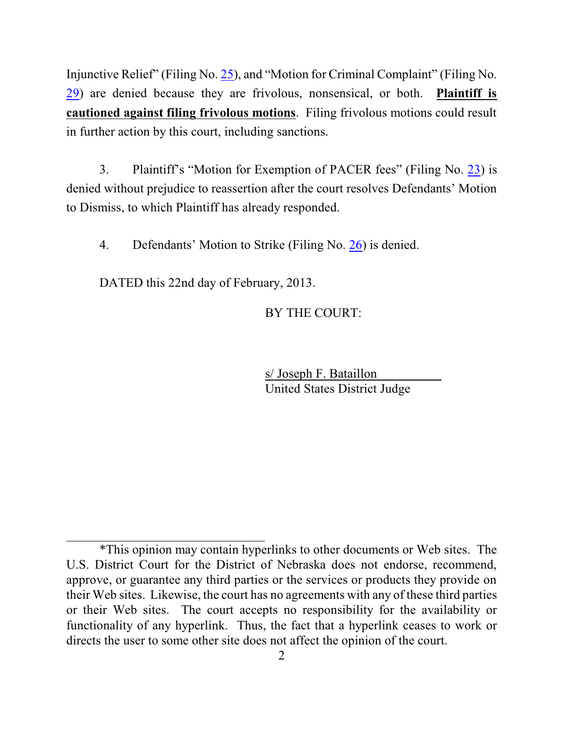Injunctive Relief" (Filing No. 25), and "Motion for Criminal Complaint" (Filing No. 29) are denied because they are frivolous, nonsensical, or both. **Plaintiff is cautioned against filing frivolous motions**. Filing frivolous motions could result in further action by this court, including sanctions.

3. Plaintiff's "Motion for Exemption of PACER fees" (Filing No. 23) is denied without prejudice to reassertion after the court resolves Defendants' Motion to Dismiss, to which Plaintiff has already responded.

4. Defendants' Motion to Strike (Filing No. 26) is denied.

DATED this 22nd day of February, 2013.

BY THE COURT:

s/ Joseph F. Bataillon
United States District Judge

---

*This opinion may contain hyperlinks to other documents or Web sites. The U.S. District Court for the District of Nebraska does not endorse, recommend, approve, or guarantee any third parties or the services or products they provide on their Web sites. Likewise, the court has no agreements with any of these third parties or their Web sites. The court accepts no responsibility for the availability or functionality of any hyperlink. Thus, the fact that a hyperlink ceases to work or directs the user to some other site does not affect the opinion of the court.